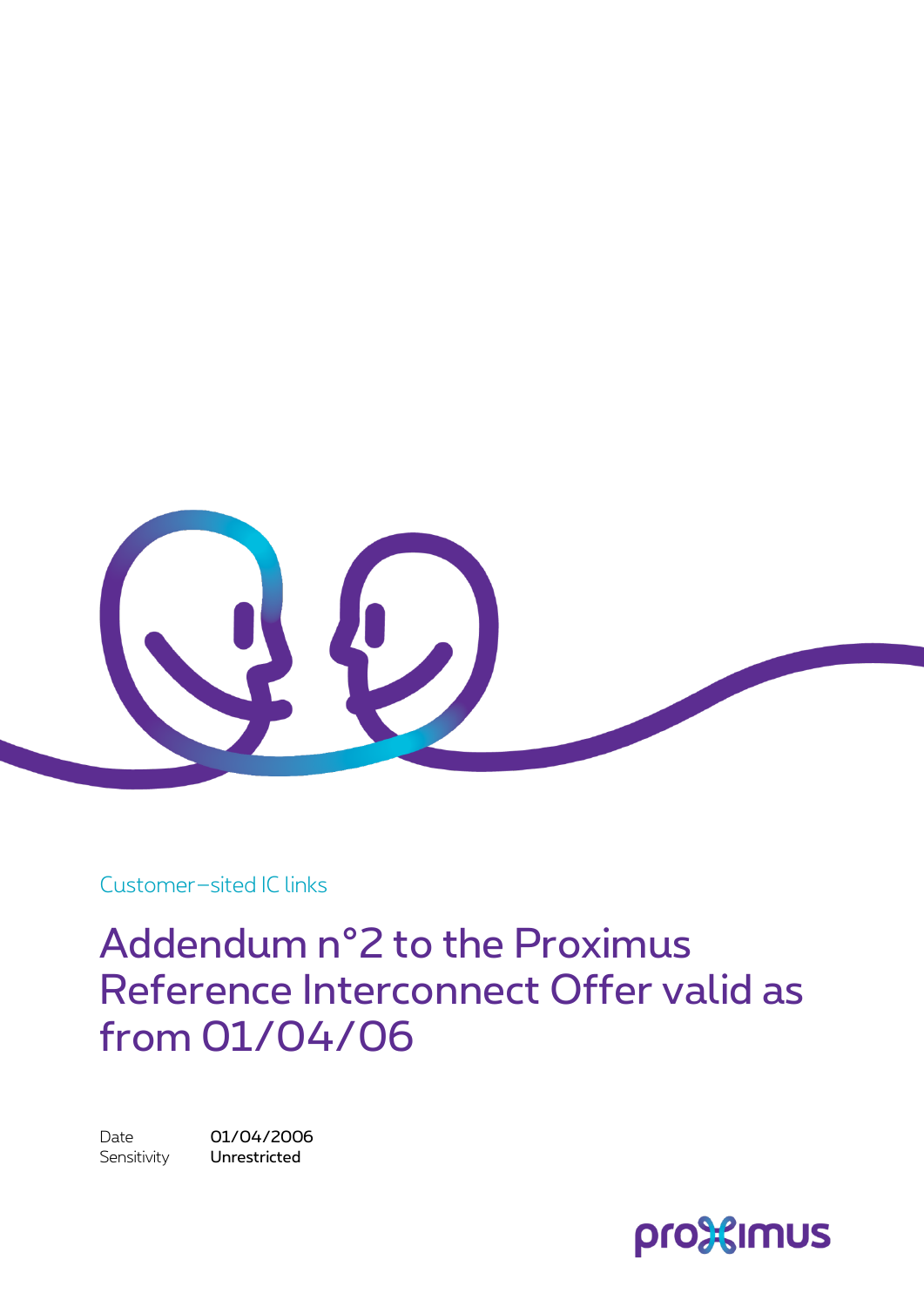Customer–sited IC links

# Addendum n°2 to the Proximus Reference Interconnect Offer valid as from 01/04/06

Date 01/04/2006
Sensitivity **Unrestricted**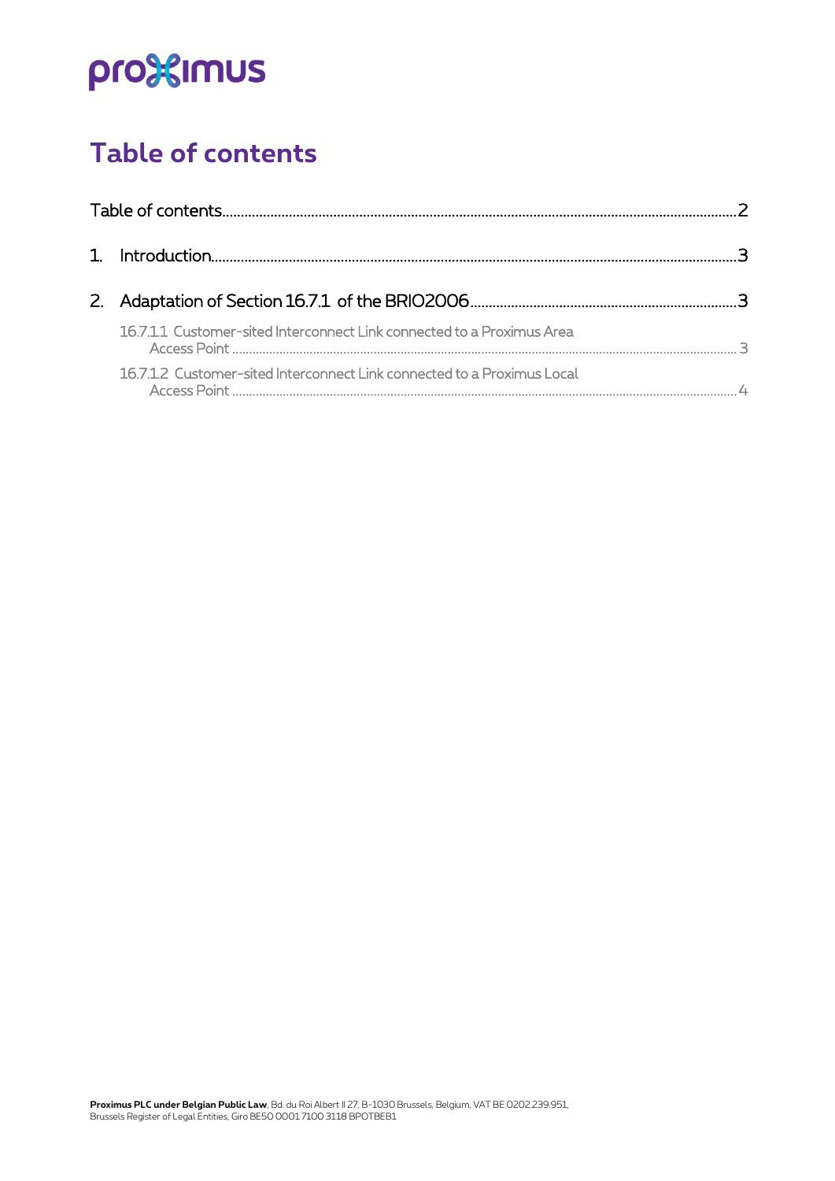# Table of contents

Table of contents .......... 2

1. Introduction .......... 3

2. Adaptation of Section 16.7.1 of the BRIO2006 .......... 3

   16.7.1.1 Customer-sited Interconnect Link connected to a Proximus Area Access Point .......... 3

   16.7.1.2 Customer-sited Interconnect Link connected to a Proximus Local Access Point .......... 4

Proximus PLC under Belgian Public Law, Bd. du Roi Albert II 27, B-1030 Brussels, Belgium, VAT BE 0202.239.951, Brussels Register of Legal Entities, Giro BE50 0001 7100 3118 BPOTBEB1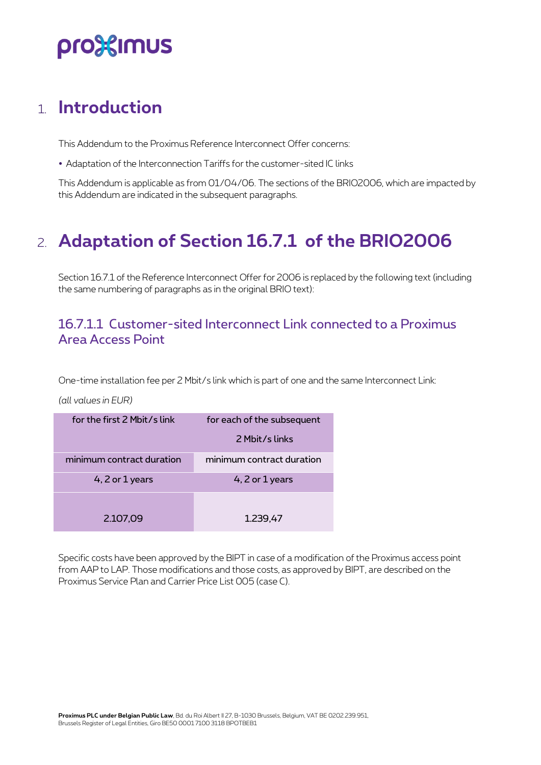# 1. Introduction

This Addendum to the Proximus Reference Interconnect Offer concerns:

- Adaptation of the Interconnection Tariffs for the customer-sited IC links

This Addendum is applicable as from 01/04/06. The sections of the BRIO2006, which are impacted by this Addendum are indicated in the subsequent paragraphs.

# 2. Adaptation of Section 16.7.1 of the BRIO2006

Section 16.7.1 of the Reference Interconnect Offer for 2006 is replaced by the following text (including the same numbering of paragraphs as in the original BRIO text):

## 16.7.1.1 Customer-sited Interconnect Link connected to a Proximus Area Access Point

One-time installation fee per 2 Mbit/s link which is part of one and the same Interconnect Link:

*(all values in EUR)*

| for the first 2 Mbit/s link | for each of the subsequent 2 Mbit/s links |
|---|---|
| minimum contract duration | minimum contract duration |
| 4, 2 or 1 years | 4, 2 or 1 years |
| 2.107,09 | 1.239,47 |

Specific costs have been approved by the BIPT in case of a modification of the Proximus access point from AAP to LAP. Those modifications and those costs, as approved by BIPT, are described on the Proximus Service Plan and Carrier Price List 005 (case C).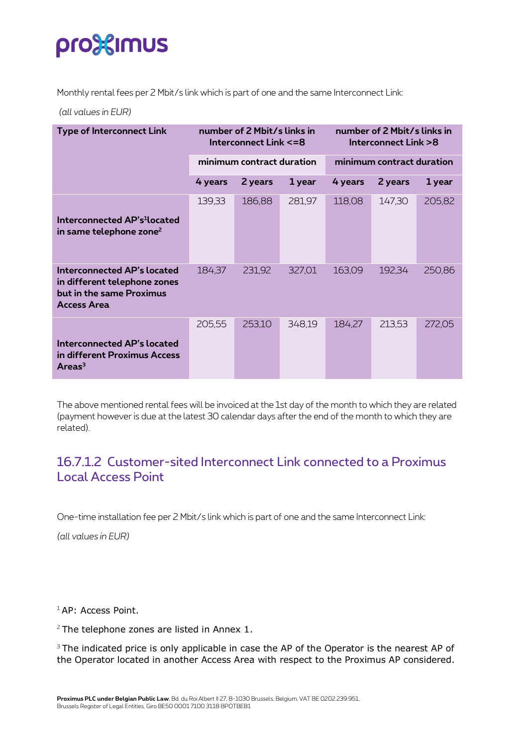Monthly rental fees per 2 Mbit/s link which is part of one and the same Interconnect Link:

*(all values in EUR)*

| Type of Interconnect Link | number of 2 Mbit/s links in Interconnect Link <=8 | | | number of 2 Mbit/s links in Interconnect Link >8 | | |
|---|---|---|---|---|---|---|
| | minimum contract duration | | | minimum contract duration | | |
| | 4 years | 2 years | 1 year | 4 years | 2 years | 1 year |
| **Interconnected AP's[1] located in same telephone zone[2]** | 139,33 | 186,88 | 281,97 | 118,08 | 147,30 | 205,82 |
| **Interconnected AP's located in different telephone zones but in the same Proximus Access Area** | 184,37 | 231,92 | 327,01 | 163,09 | 192,34 | 250,86 |
| **Interconnected AP's located in different Proximus Access Areas[3]** | 205,55 | 253,10 | 348,19 | 184,27 | 213,53 | 272,05 |

The above mentioned rental fees will be invoiced at the 1st day of the month to which they are related (payment however is due at the latest 30 calendar days after the end of the month to which they are related).

### 16.7.1.2 Customer-sited Interconnect Link connected to a Proximus Local Access Point

One-time installation fee per 2 Mbit/s link which is part of one and the same Interconnect Link:

*(all values in EUR)*

[1] AP: Access Point.

[2] The telephone zones are listed in Annex 1.

[3] The indicated price is only applicable in case the AP of the Operator is the nearest AP of the Operator located in another Access Area with respect to the Proximus AP considered.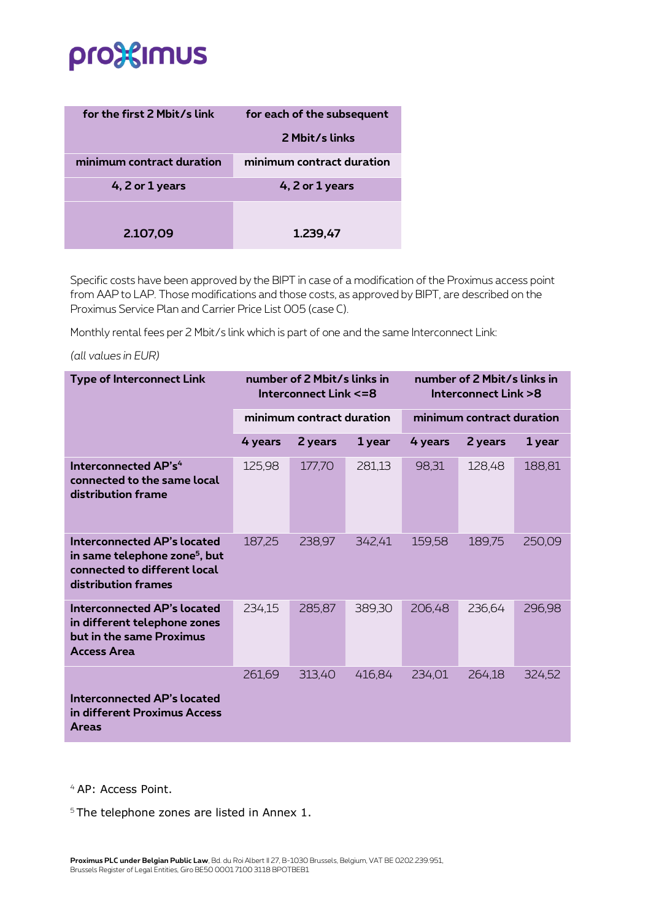| for the first 2 Mbit/s link | for each of the subsequent 2 Mbit/s links |
|---|---|
| minimum contract duration | minimum contract duration |
| 4, 2 or 1 years | 4, 2 or 1 years |
| 2.107,09 | 1.239,47 |

Specific costs have been approved by the BIPT in case of a modification of the Proximus access point from AAP to LAP. Those modifications and those costs, as approved by BIPT, are described on the Proximus Service Plan and Carrier Price List 005 (case C).

Monthly rental fees per 2 Mbit/s link which is part of one and the same Interconnect Link:

*(all values in EUR)*

| Type of Interconnect Link | number of 2 Mbit/s links in Interconnect Link <=8 | | | number of 2 Mbit/s links in Interconnect Link >8 | | |
|---|---|---|---|---|---|---|
| | minimum contract duration | | | minimum contract duration | | |
| | 4 years | 2 years | 1 year | 4 years | 2 years | 1 year |
| **Interconnected AP's[4] connected to the same local distribution frame** | 125,98 | 177,70 | 281,13 | 98,31 | 128,48 | 188,81 |
| **Interconnected AP's located in same telephone zone[5], but connected to different local distribution frames** | 187,25 | 238,97 | 342,41 | 159,58 | 189,75 | 250,09 |
| **Interconnected AP's located in different telephone zones but in the same Proximus Access Area** | 234,15 | 285,87 | 389,30 | 206,48 | 236,64 | 296,98 |
| **Interconnected AP's located in different Proximus Access Areas** | 261,69 | 313,40 | 416,84 | 234,01 | 264,18 | 324,52 |

[4] AP: Access Point.

[5] The telephone zones are listed in Annex 1.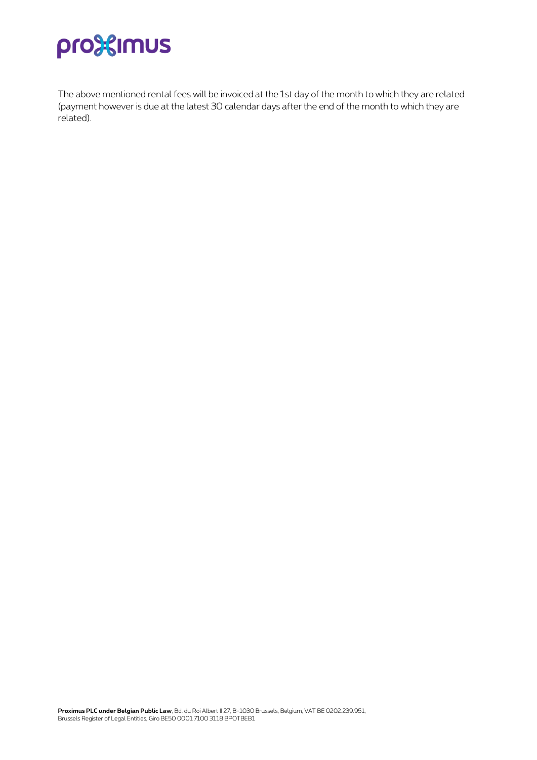The above mentioned rental fees will be invoiced at the 1st day of the month to which they are related (payment however is due at the latest 30 calendar days after the end of the month to which they are related).